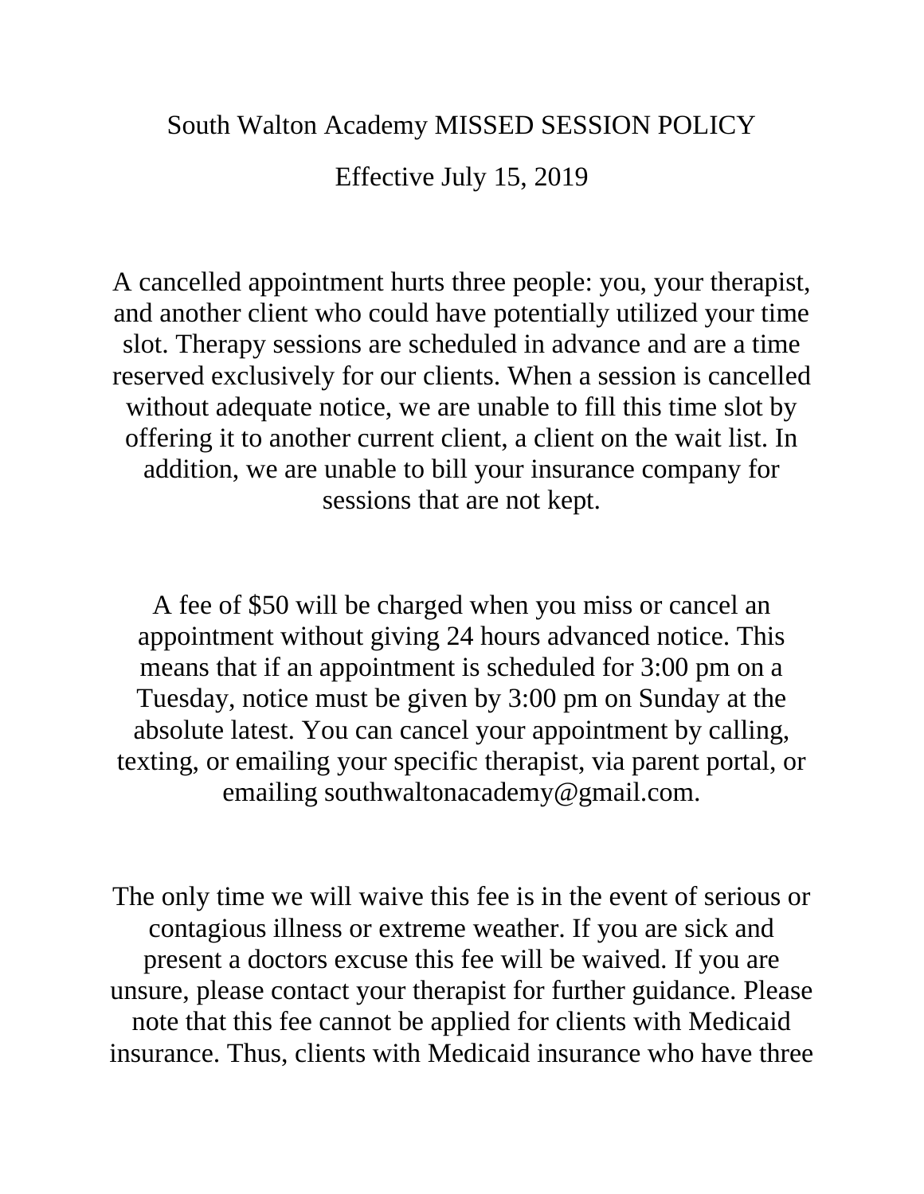# South Walton Academy MISSED SESSION POLICY

Effective July 15, 2019

A cancelled appointment hurts three people: you, your therapist, and another client who could have potentially utilized your time slot. Therapy sessions are scheduled in advance and are a time reserved exclusively for our clients. When a session is cancelled without adequate notice, we are unable to fill this time slot by offering it to another current client, a client on the wait list. In addition, we are unable to bill your insurance company for sessions that are not kept.

A fee of $50 will be charged when you miss or cancel an appointment without giving 24 hours advanced notice. This means that if an appointment is scheduled for 3:00 pm on a Tuesday, notice must be given by 3:00 pm on Sunday at the absolute latest. You can cancel your appointment by calling, texting, or emailing your specific therapist, via parent portal, or emailing southwaltonacademy@gmail.com.

The only time we will waive this fee is in the event of serious or contagious illness or extreme weather. If you are sick and present a doctors excuse this fee will be waived. If you are unsure, please contact your therapist for further guidance. Please note that this fee cannot be applied for clients with Medicaid insurance. Thus, clients with Medicaid insurance who have three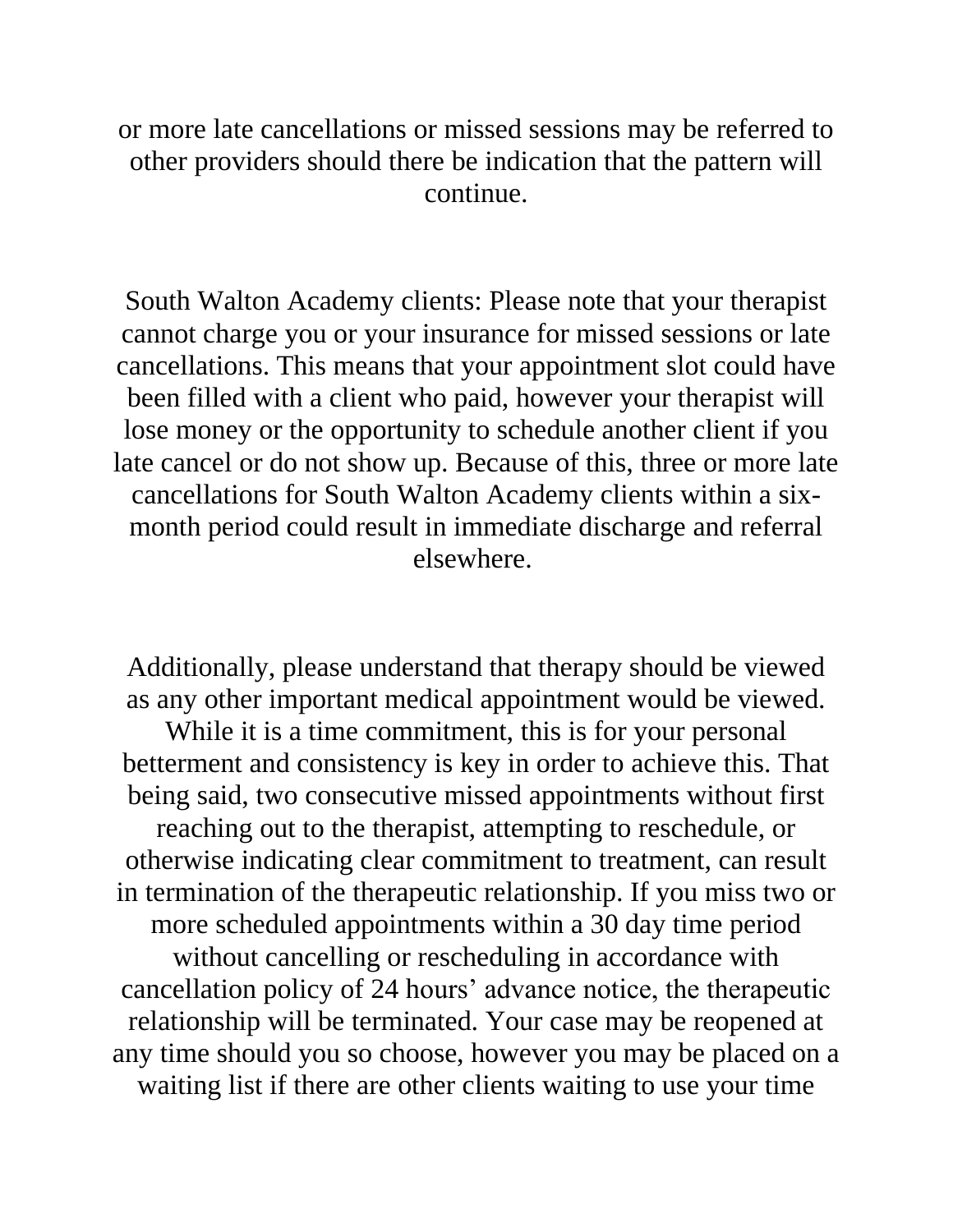or more late cancellations or missed sessions may be referred to other providers should there be indication that the pattern will continue.

South Walton Academy clients: Please note that your therapist cannot charge you or your insurance for missed sessions or late cancellations. This means that your appointment slot could have been filled with a client who paid, however your therapist will lose money or the opportunity to schedule another client if you late cancel or do not show up. Because of this, three or more late cancellations for South Walton Academy clients within a six-month period could result in immediate discharge and referral elsewhere.

Additionally, please understand that therapy should be viewed as any other important medical appointment would be viewed. While it is a time commitment, this is for your personal betterment and consistency is key in order to achieve this. That being said, two consecutive missed appointments without first reaching out to the therapist, attempting to reschedule, or otherwise indicating clear commitment to treatment, can result in termination of the therapeutic relationship. If you miss two or more scheduled appointments within a 30 day time period without cancelling or rescheduling in accordance with cancellation policy of 24 hours' advance notice, the therapeutic relationship will be terminated. Your case may be reopened at any time should you so choose, however you may be placed on a waiting list if there are other clients waiting to use your time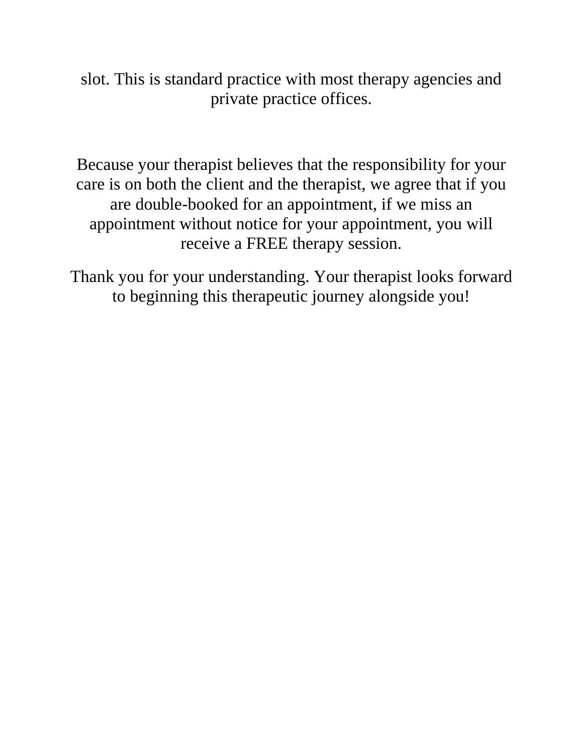slot. This is standard practice with most therapy agencies and private practice offices.

Because your therapist believes that the responsibility for your care is on both the client and the therapist, we agree that if you are double-booked for an appointment, if we miss an appointment without notice for your appointment, you will receive a FREE therapy session.

Thank you for your understanding. Your therapist looks forward to beginning this therapeutic journey alongside you!